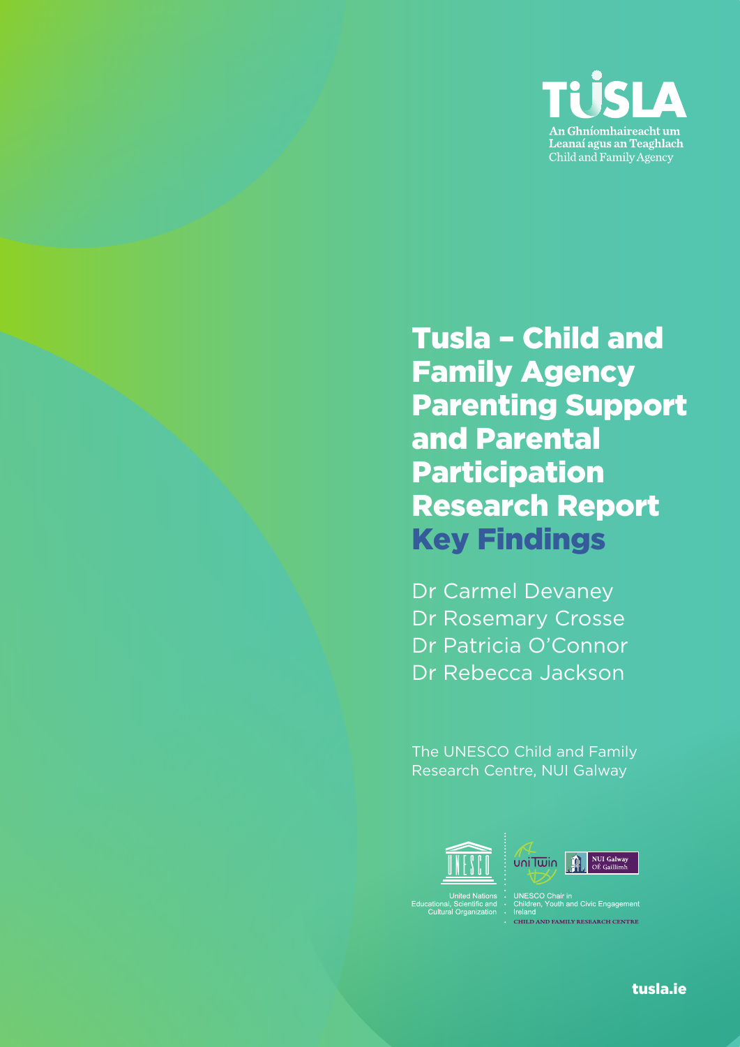TÚSLA

An Ghníomhaireacht um Leanaí agus an Teaghlach
Child and Family Agency

# Tusla – Child and Family Agency Parenting Support and Parental Participation Research Report Key Findings

Dr Carmel Devaney
Dr Rosemary Crosse
Dr Patricia O'Connor
Dr Rebecca Jackson

The UNESCO Child and Family Research Centre, NUI Galway

United Nations Educational, Scientific and Cultural Organization

UNESCO Chair in Children, Youth and Civic Engagement Ireland

NUI Galway OÉ Gaillimh

CHILD AND FAMILY RESEARCH CENTRE

tusla.ie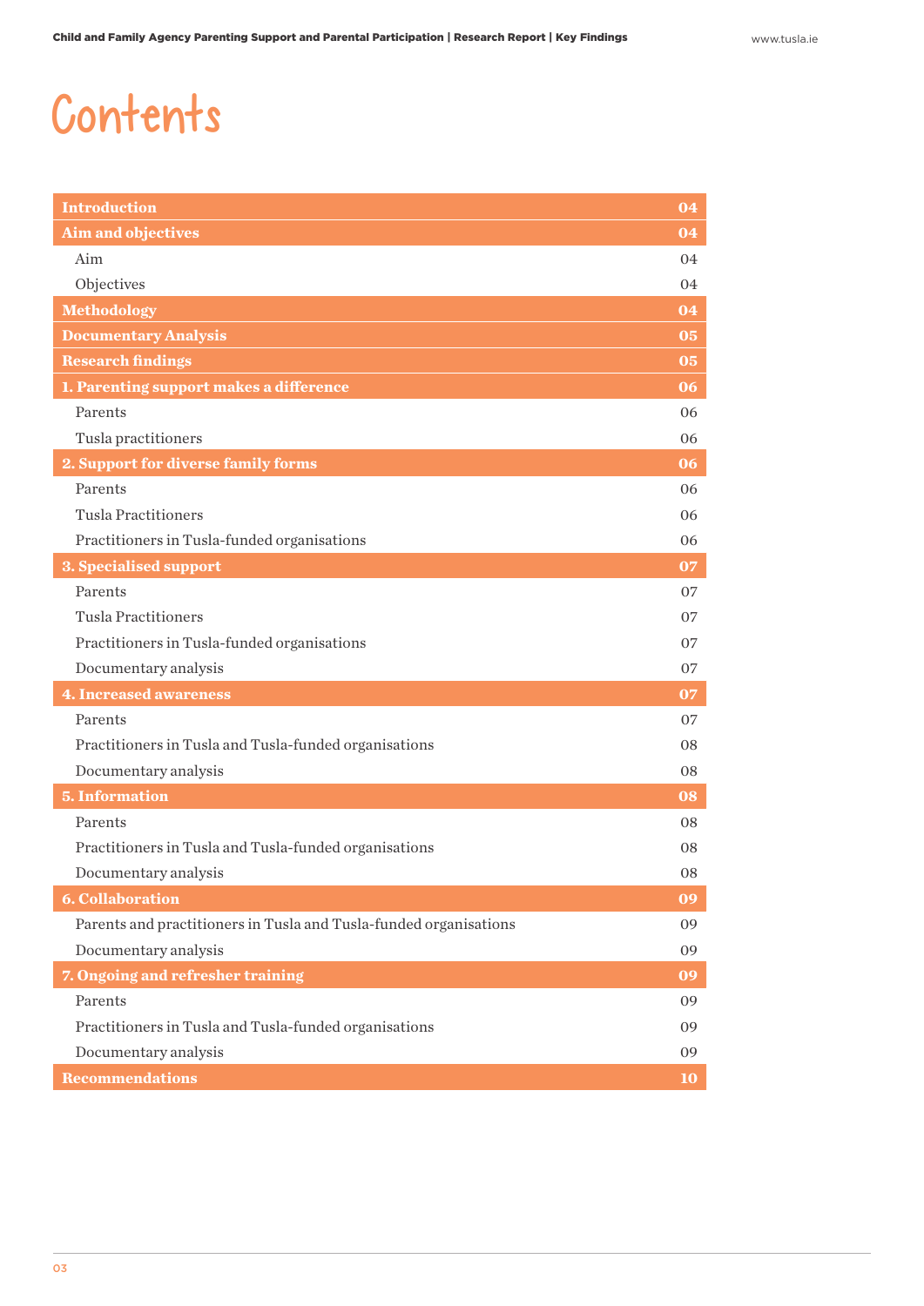# Contents

| | |
|---|---|
| **Introduction** | **04** |
| **Aim and objectives** | **04** |
| Aim | 04 |
| Objectives | 04 |
| **Methodology** | **04** |
| **Documentary Analysis** | **05** |
| **Research findings** | **05** |
| **1. Parenting support makes a difference** | **06** |
| Parents | 06 |
| Tusla practitioners | 06 |
| **2. Support for diverse family forms** | **06** |
| Parents | 06 |
| Tusla Practitioners | 06 |
| Practitioners in Tusla-funded organisations | 06 |
| **3. Specialised support** | **07** |
| Parents | 07 |
| Tusla Practitioners | 07 |
| Practitioners in Tusla-funded organisations | 07 |
| Documentary analysis | 07 |
| **4. Increased awareness** | **07** |
| Parents | 07 |
| Practitioners in Tusla and Tusla-funded organisations | 08 |
| Documentary analysis | 08 |
| **5. Information** | **08** |
| Parents | 08 |
| Practitioners in Tusla and Tusla-funded organisations | 08 |
| Documentary analysis | 08 |
| **6. Collaboration** | **09** |
| Parents and practitioners in Tusla and Tusla-funded organisations | 09 |
| Documentary analysis | 09 |
| **7. Ongoing and refresher training** | **09** |
| Parents | 09 |
| Practitioners in Tusla and Tusla-funded organisations | 09 |
| Documentary analysis | 09 |
| **Recommendations** | **10** |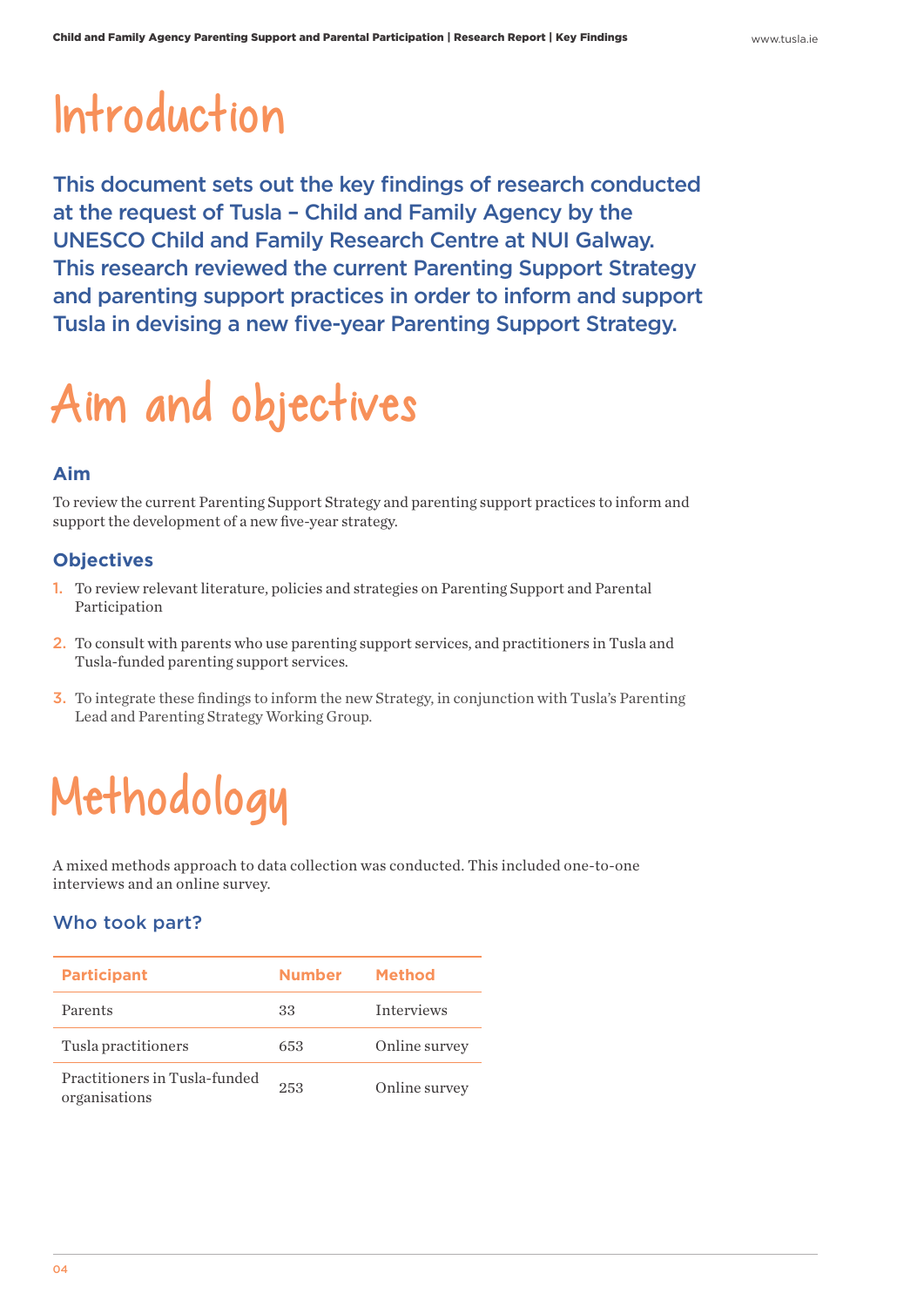# Introduction

**This document sets out the key findings of research conducted at the request of Tusla – Child and Family Agency by the UNESCO Child and Family Research Centre at NUI Galway. This research reviewed the current Parenting Support Strategy and parenting support practices in order to inform and support Tusla in devising a new five-year Parenting Support Strategy.**

# Aim and objectives

### Aim

To review the current Parenting Support Strategy and parenting support practices to inform and support the development of a new five-year strategy.

### Objectives

1. To review relevant literature, policies and strategies on Parenting Support and Parental Participation
2. To consult with parents who use parenting support services, and practitioners in Tusla and Tusla-funded parenting support services.
3. To integrate these findings to inform the new Strategy, in conjunction with Tusla's Parenting Lead and Parenting Strategy Working Group.

# Methodology

A mixed methods approach to data collection was conducted. This included one-to-one interviews and an online survey.

### Who took part?

| Participant | Number | Method |
|---|---|---|
| Parents | 33 | Interviews |
| Tusla practitioners | 653 | Online survey |
| Practitioners in Tusla-funded organisations | 253 | Online survey |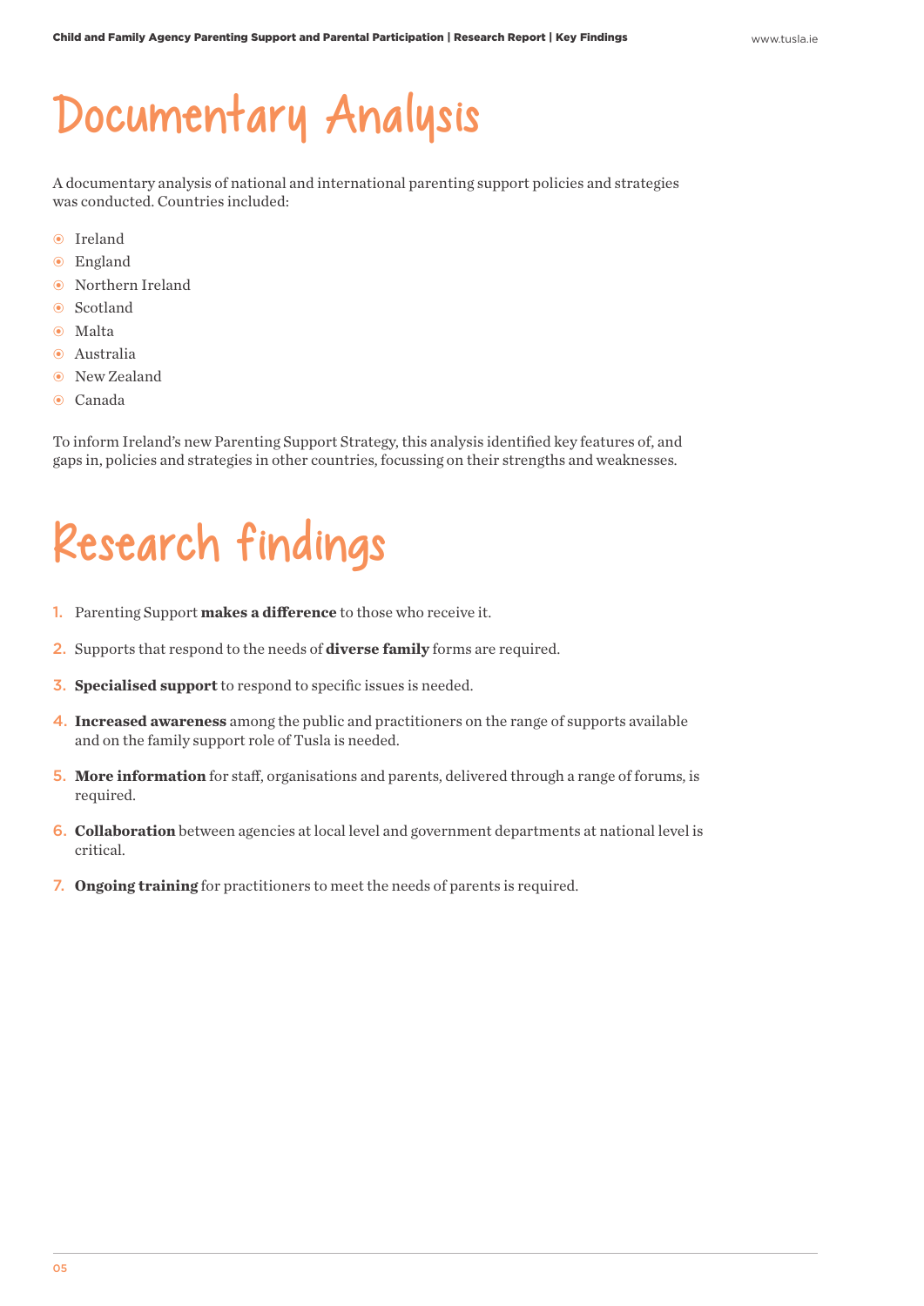# Documentary Analysis

A documentary analysis of national and international parenting support policies and strategies was conducted. Countries included:

- Ireland
- England
- Northern Ireland
- Scotland
- Malta
- Australia
- New Zealand
- Canada

To inform Ireland's new Parenting Support Strategy, this analysis identified key features of, and gaps in, policies and strategies in other countries, focussing on their strengths and weaknesses.

# Research findings

1. Parenting Support **makes a difference** to those who receive it.
2. Supports that respond to the needs of **diverse family** forms are required.
3. **Specialised support** to respond to specific issues is needed.
4. **Increased awareness** among the public and practitioners on the range of supports available and on the family support role of Tusla is needed.
5. **More information** for staff, organisations and parents, delivered through a range of forums, is required.
6. **Collaboration** between agencies at local level and government departments at national level is critical.
7. **Ongoing training** for practitioners to meet the needs of parents is required.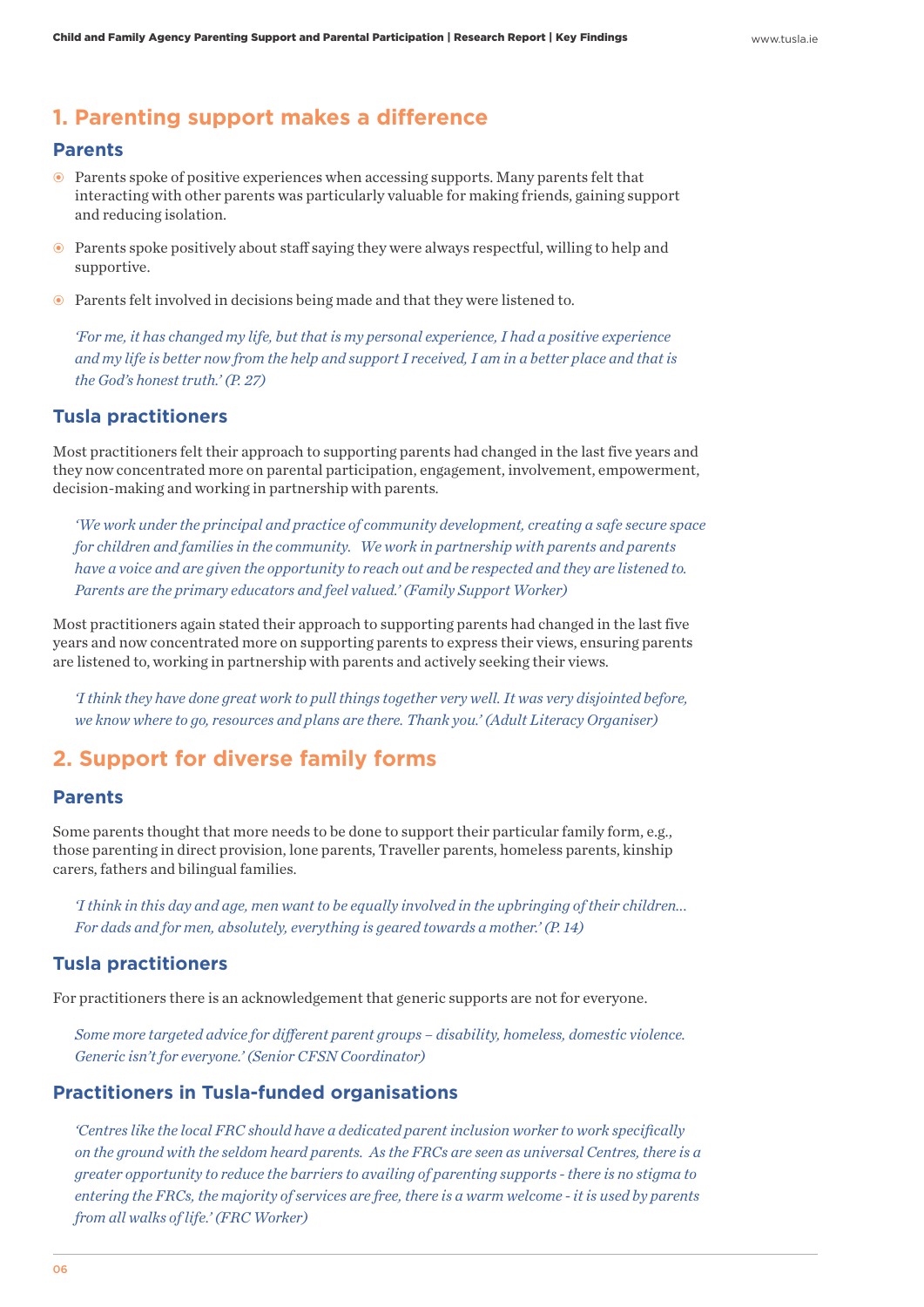## 1. Parenting support makes a difference

### Parents

- Parents spoke of positive experiences when accessing supports. Many parents felt that interacting with other parents was particularly valuable for making friends, gaining support and reducing isolation.
- Parents spoke positively about staff saying they were always respectful, willing to help and supportive.
- Parents felt involved in decisions being made and that they were listened to.

*'For me, it has changed my life, but that is my personal experience, I had a positive experience and my life is better now from the help and support I received, I am in a better place and that is the God's honest truth.' (P. 27)*

### Tusla practitioners

Most practitioners felt their approach to supporting parents had changed in the last five years and they now concentrated more on parental participation, engagement, involvement, empowerment, decision-making and working in partnership with parents.

*'We work under the principal and practice of community development, creating a safe secure space for children and families in the community. We work in partnership with parents and parents have a voice and are given the opportunity to reach out and be respected and they are listened to. Parents are the primary educators and feel valued.' (Family Support Worker)*

Most practitioners again stated their approach to supporting parents had changed in the last five years and now concentrated more on supporting parents to express their views, ensuring parents are listened to, working in partnership with parents and actively seeking their views.

*'I think they have done great work to pull things together very well. It was very disjointed before, we know where to go, resources and plans are there. Thank you.' (Adult Literacy Organiser)*

## 2. Support for diverse family forms

### Parents

Some parents thought that more needs to be done to support their particular family form, e.g., those parenting in direct provision, lone parents, Traveller parents, homeless parents, kinship carers, fathers and bilingual families.

*'I think in this day and age, men want to be equally involved in the upbringing of their children… For dads and for men, absolutely, everything is geared towards a mother.' (P. 14)*

### Tusla practitioners

For practitioners there is an acknowledgement that generic supports are not for everyone.

*Some more targeted advice for different parent groups – disability, homeless, domestic violence. Generic isn't for everyone.' (Senior CFSN Coordinator)*

### Practitioners in Tusla-funded organisations

*'Centres like the local FRC should have a dedicated parent inclusion worker to work specifically on the ground with the seldom heard parents. As the FRCs are seen as universal Centres, there is a greater opportunity to reduce the barriers to availing of parenting supports - there is no stigma to entering the FRCs, the majority of services are free, there is a warm welcome - it is used by parents from all walks of life.' (FRC Worker)*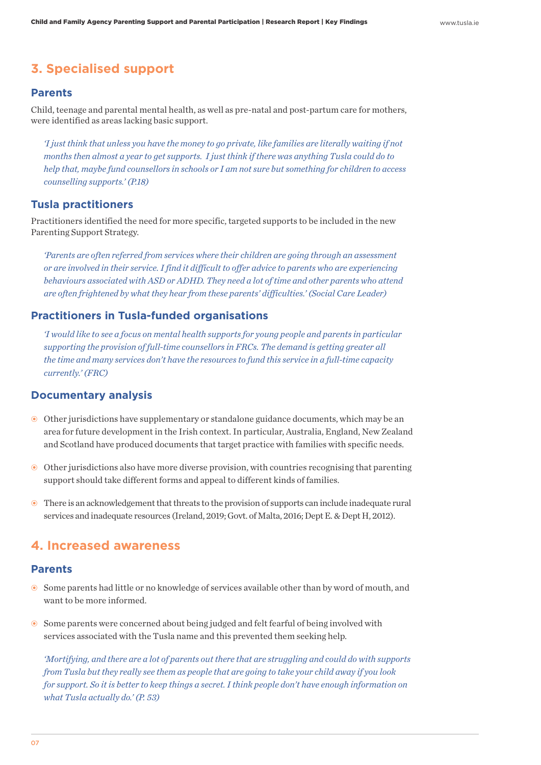## 3. Specialised support

### Parents

Child, teenage and parental mental health, as well as pre-natal and post-partum care for mothers, were identified as areas lacking basic support.

> *'I just think that unless you have the money to go private, like families are literally waiting if not months then almost a year to get supports. I just think if there was anything Tusla could do to help that, maybe fund counsellors in schools or I am not sure but something for children to access counselling supports.' (P.18)*

### Tusla practitioners

Practitioners identified the need for more specific, targeted supports to be included in the new Parenting Support Strategy.

> *'Parents are often referred from services where their children are going through an assessment or are involved in their service. I find it difficult to offer advice to parents who are experiencing behaviours associated with ASD or ADHD. They need a lot of time and other parents who attend are often frightened by what they hear from these parents' difficulties.' (Social Care Leader)*

### Practitioners in Tusla-funded organisations

> *'I would like to see a focus on mental health supports for young people and parents in particular supporting the provision of full-time counsellors in FRCs. The demand is getting greater all the time and many services don't have the resources to fund this service in a full-time capacity currently.' (FRC)*

### Documentary analysis

- Other jurisdictions have supplementary or standalone guidance documents, which may be an area for future development in the Irish context. In particular, Australia, England, New Zealand and Scotland have produced documents that target practice with families with specific needs.
- Other jurisdictions also have more diverse provision, with countries recognising that parenting support should take different forms and appeal to different kinds of families.
- There is an acknowledgement that threats to the provision of supports can include inadequate rural services and inadequate resources (Ireland, 2019; Govt. of Malta, 2016; Dept E. & Dept H, 2012).

## 4. Increased awareness

### Parents

- Some parents had little or no knowledge of services available other than by word of mouth, and want to be more informed.
- Some parents were concerned about being judged and felt fearful of being involved with services associated with the Tusla name and this prevented them seeking help.

> *'Mortifying, and there are a lot of parents out there that are struggling and could do with supports from Tusla but they really see them as people that are going to take your child away if you look for support. So it is better to keep things a secret. I think people don't have enough information on what Tusla actually do.' (P. 53)*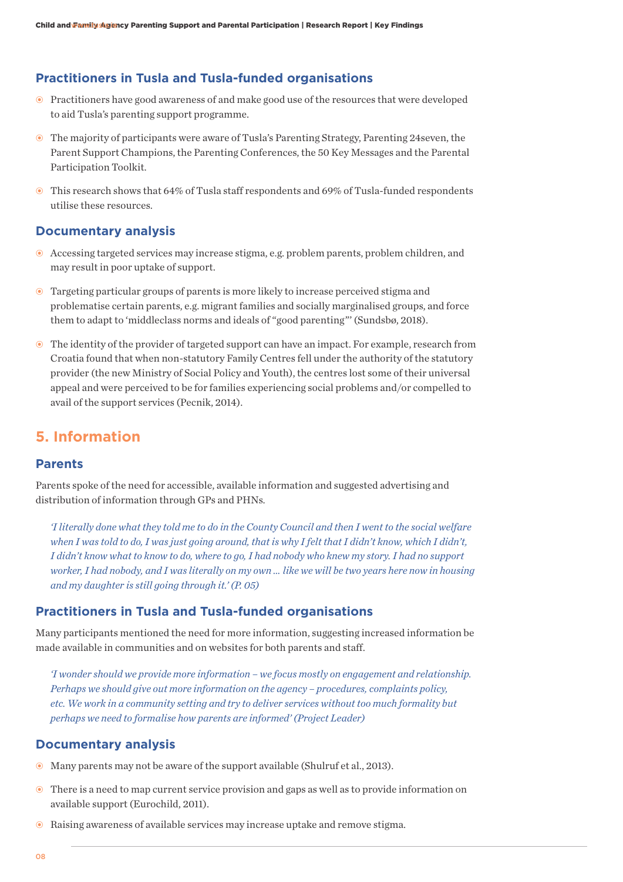### Practitioners in Tusla and Tusla-funded organisations

- Practitioners have good awareness of and make good use of the resources that were developed to aid Tusla's parenting support programme.
- The majority of participants were aware of Tusla's Parenting Strategy, Parenting 24seven, the Parent Support Champions, the Parenting Conferences, the 50 Key Messages and the Parental Participation Toolkit.
- This research shows that 64% of Tusla staff respondents and 69% of Tusla-funded respondents utilise these resources.

### Documentary analysis

- Accessing targeted services may increase stigma, e.g. problem parents, problem children, and may result in poor uptake of support.
- Targeting particular groups of parents is more likely to increase perceived stigma and problematise certain parents, e.g. migrant families and socially marginalised groups, and force them to adapt to 'middleclass norms and ideals of "good parenting"' (Sundsbø, 2018).
- The identity of the provider of targeted support can have an impact. For example, research from Croatia found that when non-statutory Family Centres fell under the authority of the statutory provider (the new Ministry of Social Policy and Youth), the centres lost some of their universal appeal and were perceived to be for families experiencing social problems and/or compelled to avail of the support services (Pecnik, 2014).

## 5. Information

### Parents

Parents spoke of the need for accessible, available information and suggested advertising and distribution of information through GPs and PHNs.

*'I literally done what they told me to do in the County Council and then I went to the social welfare when I was told to do, I was just going around, that is why I felt that I didn't know, which I didn't, I didn't know what to know to do, where to go, I had nobody who knew my story. I had no support worker, I had nobody, and I was literally on my own ... like we will be two years here now in housing and my daughter is still going through it.' (P. 05)*

### Practitioners in Tusla and Tusla-funded organisations

Many participants mentioned the need for more information, suggesting increased information be made available in communities and on websites for both parents and staff.

*'I wonder should we provide more information – we focus mostly on engagement and relationship. Perhaps we should give out more information on the agency – procedures, complaints policy, etc. We work in a community setting and try to deliver services without too much formality but perhaps we need to formalise how parents are informed' (Project Leader)*

### Documentary analysis

- Many parents may not be aware of the support available (Shulruf et al., 2013).
- There is a need to map current service provision and gaps as well as to provide information on available support (Eurochild, 2011).
- Raising awareness of available services may increase uptake and remove stigma.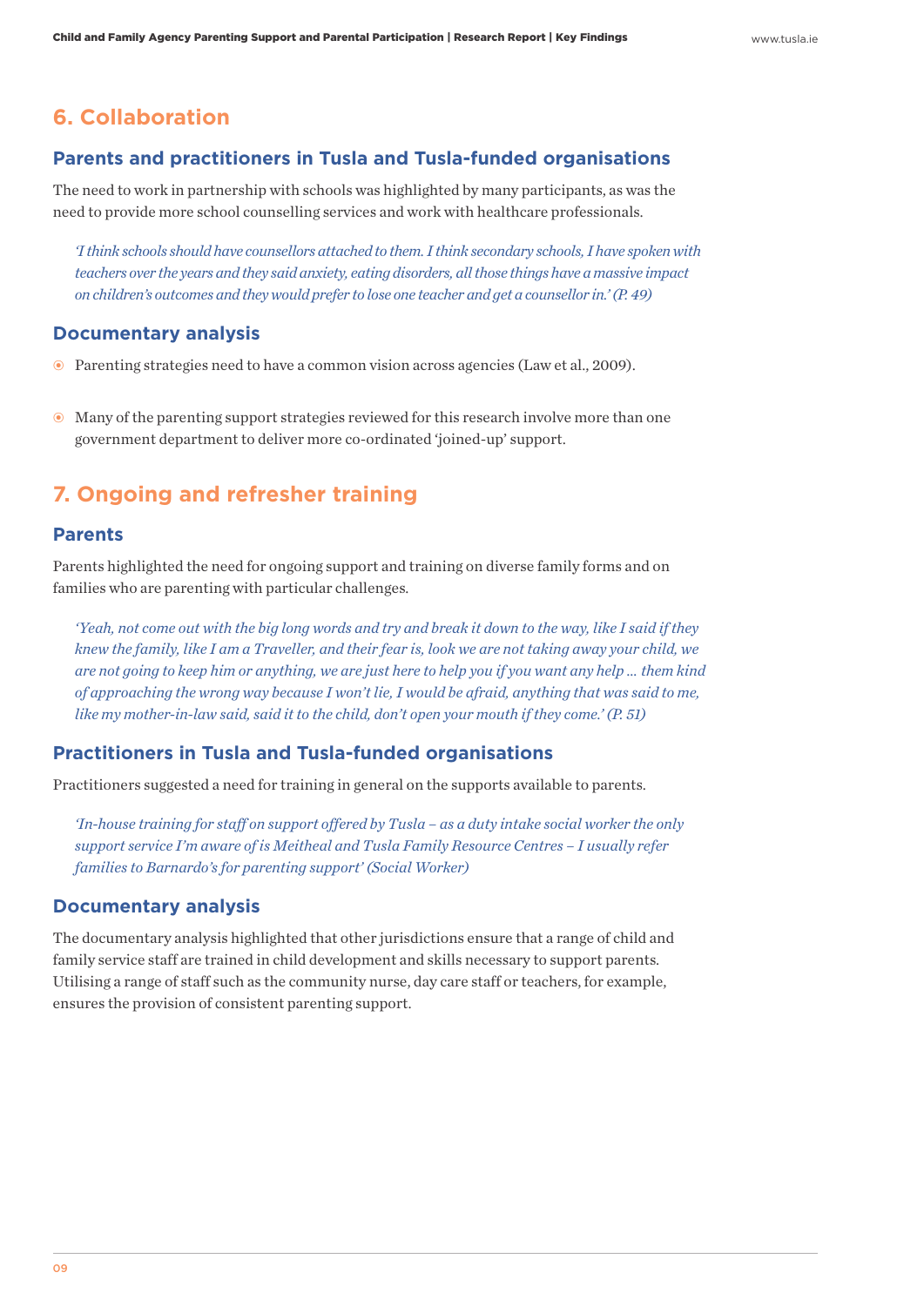## 6. Collaboration

### Parents and practitioners in Tusla and Tusla-funded organisations

The need to work in partnership with schools was highlighted by many participants, as was the need to provide more school counselling services and work with healthcare professionals.

> *'I think schools should have counsellors attached to them. I think secondary schools, I have spoken with teachers over the years and they said anxiety, eating disorders, all those things have a massive impact on children's outcomes and they would prefer to lose one teacher and get a counsellor in.' (P. 49)*

### Documentary analysis

- Parenting strategies need to have a common vision across agencies (Law et al., 2009).
- Many of the parenting support strategies reviewed for this research involve more than one government department to deliver more co-ordinated 'joined-up' support.

## 7. Ongoing and refresher training

### Parents

Parents highlighted the need for ongoing support and training on diverse family forms and on families who are parenting with particular challenges.

> *'Yeah, not come out with the big long words and try and break it down to the way, like I said if they knew the family, like I am a Traveller, and their fear is, look we are not taking away your child, we are not going to keep him or anything, we are just here to help you if you want any help … them kind of approaching the wrong way because I won't lie, I would be afraid, anything that was said to me, like my mother-in-law said, said it to the child, don't open your mouth if they come.' (P. 51)*

### Practitioners in Tusla and Tusla-funded organisations

Practitioners suggested a need for training in general on the supports available to parents.

> *'In-house training for staff on support offered by Tusla – as a duty intake social worker the only support service I'm aware of is Meitheal and Tusla Family Resource Centres – I usually refer families to Barnardo's for parenting support' (Social Worker)*

### Documentary analysis

The documentary analysis highlighted that other jurisdictions ensure that a range of child and family service staff are trained in child development and skills necessary to support parents. Utilising a range of staff such as the community nurse, day care staff or teachers, for example, ensures the provision of consistent parenting support.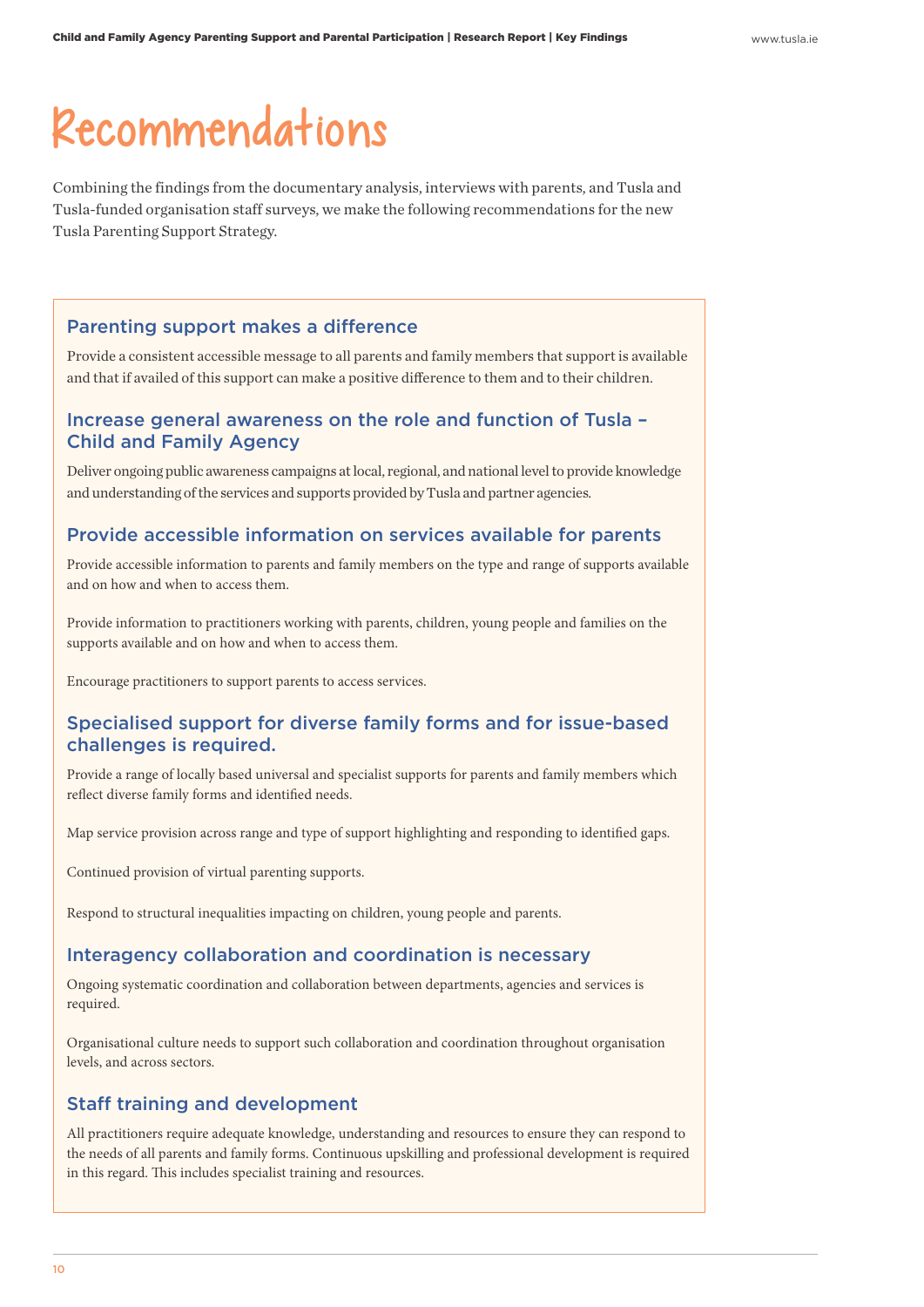# Recommendations

Combining the findings from the documentary analysis, interviews with parents, and Tusla and Tusla-funded organisation staff surveys, we make the following recommendations for the new Tusla Parenting Support Strategy.

## Parenting support makes a difference

Provide a consistent accessible message to all parents and family members that support is available and that if availed of this support can make a positive difference to them and to their children.

## Increase general awareness on the role and function of Tusla – Child and Family Agency

Deliver ongoing public awareness campaigns at local, regional, and national level to provide knowledge and understanding of the services and supports provided by Tusla and partner agencies.

## Provide accessible information on services available for parents

Provide accessible information to parents and family members on the type and range of supports available and on how and when to access them.

Provide information to practitioners working with parents, children, young people and families on the supports available and on how and when to access them.

Encourage practitioners to support parents to access services.

## Specialised support for diverse family forms and for issue-based challenges is required.

Provide a range of locally based universal and specialist supports for parents and family members which reflect diverse family forms and identified needs.

Map service provision across range and type of support highlighting and responding to identified gaps.

Continued provision of virtual parenting supports.

Respond to structural inequalities impacting on children, young people and parents.

## Interagency collaboration and coordination is necessary

Ongoing systematic coordination and collaboration between departments, agencies and services is required.

Organisational culture needs to support such collaboration and coordination throughout organisation levels, and across sectors.

## Staff training and development

All practitioners require adequate knowledge, understanding and resources to ensure they can respond to the needs of all parents and family forms. Continuous upskilling and professional development is required in this regard. This includes specialist training and resources.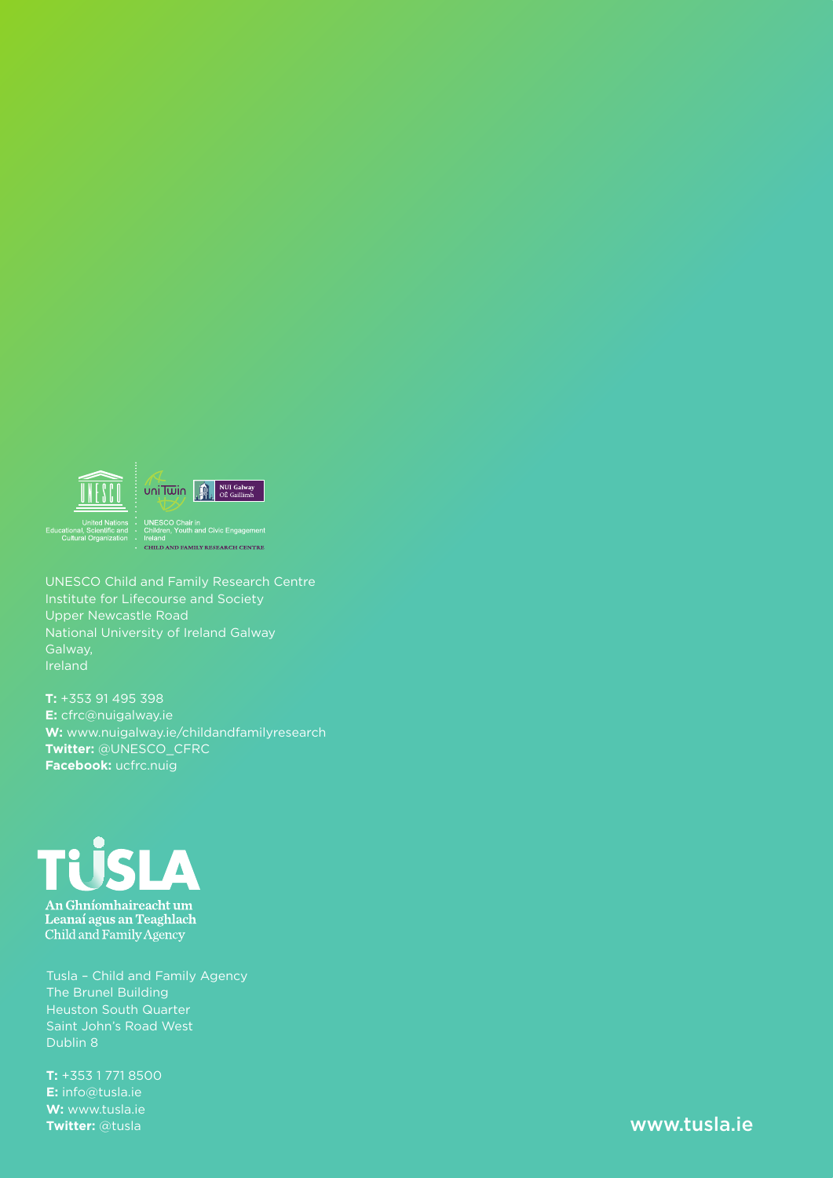United Nations Educational, Scientific and Cultural Organization

UNESCO Chair in Children, Youth and Civic Engagement Ireland

NUI Galway
OÉ Gaillimh

CHILD AND FAMILY RESEARCH CENTRE

UNESCO Child and Family Research Centre
Institute for Lifecourse and Society
Upper Newcastle Road
National University of Ireland Galway
Galway,
Ireland

**T:** +353 91 495 398
**E:** cfrc@nuigalway.ie
**W:** www.nuigalway.ie/childandfamilyresearch
**Twitter:** @UNESCO_CFRC
**Facebook:** ucfrc.nuig

TUSLA
An Ghníomhaireacht um Leanaí agus an Teaghlach
Child and Family Agency

Tusla – Child and Family Agency
The Brunel Building
Heuston South Quarter
Saint John's Road West
Dublin 8

**T:** +353 1 771 8500
**E:** info@tusla.ie
**W:** www.tusla.ie
**Twitter:** @tusla

www.tusla.ie